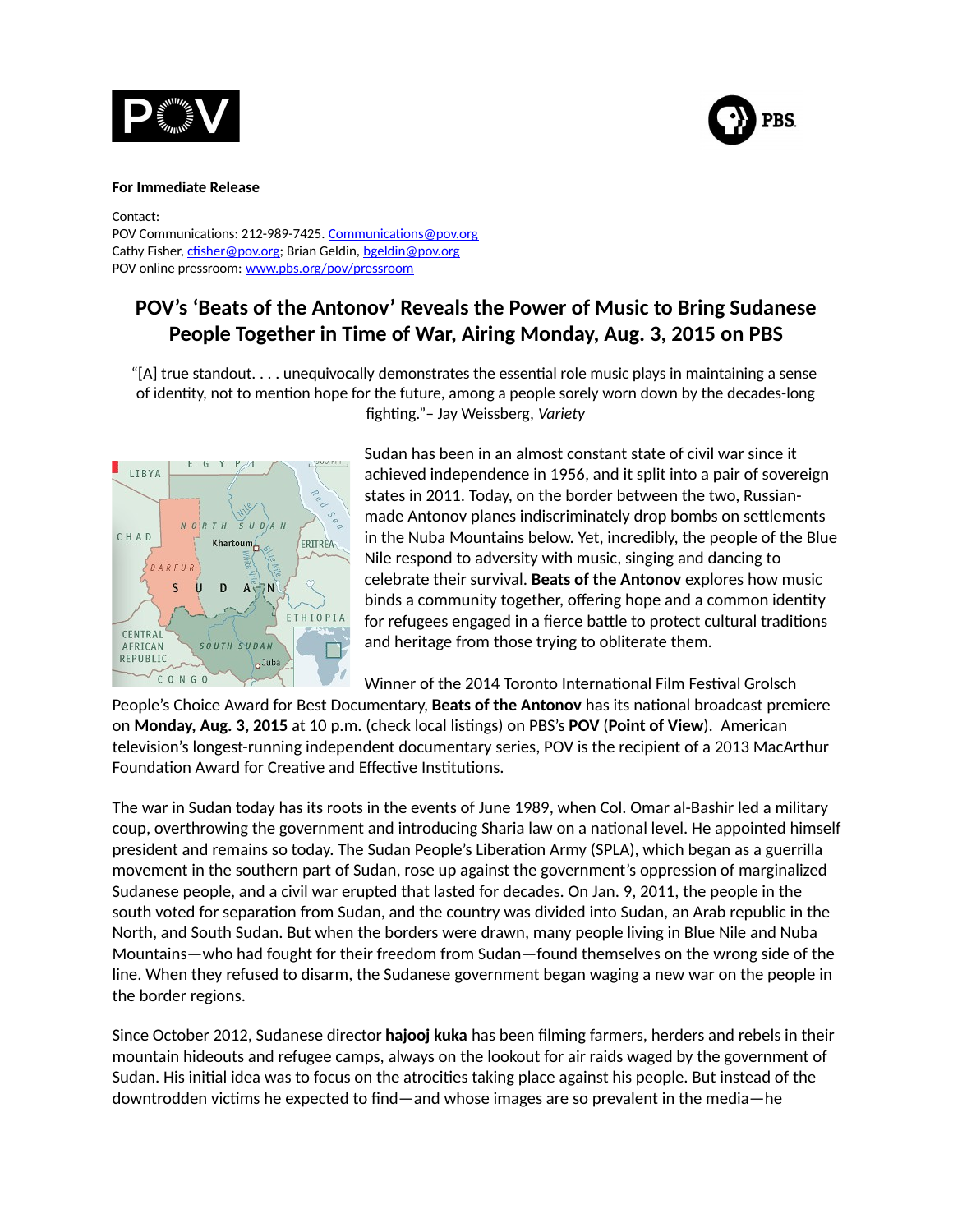**For Immediate Release**

Contact:
POV Communications: 212-989-7425. Communications@pov.org
Cathy Fisher, cfisher@pov.org; Brian Geldin, bgeldin@pov.org
POV online pressroom: www.pbs.org/pov/pressroom

# POV's 'Beats of the Antonov' Reveals the Power of Music to Bring Sudanese People Together in Time of War, Airing Monday, Aug. 3, 2015 on PBS

"[A] true standout. . . . unequivocally demonstrates the essential role music plays in maintaining a sense of identity, not to mention hope for the future, among a people sorely worn down by the decades-long fighting."– Jay Weissberg, *Variety*

Sudan has been in an almost constant state of civil war since it achieved independence in 1956, and it split into a pair of sovereign states in 2011. Today, on the border between the two, Russian-made Antonov planes indiscriminately drop bombs on settlements in the Nuba Mountains below. Yet, incredibly, the people of the Blue Nile respond to adversity with music, singing and dancing to celebrate their survival. **Beats of the Antonov** explores how music binds a community together, offering hope and a common identity for refugees engaged in a fierce battle to protect cultural traditions and heritage from those trying to obliterate them.

Winner of the 2014 Toronto International Film Festival Grolsch People's Choice Award for Best Documentary, **Beats of the Antonov** has its national broadcast premiere on **Monday, Aug. 3, 2015** at 10 p.m. (check local listings) on PBS's **POV** (**Point of View**). American television's longest-running independent documentary series, POV is the recipient of a 2013 MacArthur Foundation Award for Creative and Effective Institutions.

The war in Sudan today has its roots in the events of June 1989, when Col. Omar al-Bashir led a military coup, overthrowing the government and introducing Sharia law on a national level. He appointed himself president and remains so today. The Sudan People's Liberation Army (SPLA), which began as a guerrilla movement in the southern part of Sudan, rose up against the government's oppression of marginalized Sudanese people, and a civil war erupted that lasted for decades. On Jan. 9, 2011, the people in the south voted for separation from Sudan, and the country was divided into Sudan, an Arab republic in the North, and South Sudan. But when the borders were drawn, many people living in Blue Nile and Nuba Mountains—who had fought for their freedom from Sudan—found themselves on the wrong side of the line. When they refused to disarm, the Sudanese government began waging a new war on the people in the border regions.

Since October 2012, Sudanese director **hajooj kuka** has been filming farmers, herders and rebels in their mountain hideouts and refugee camps, always on the lookout for air raids waged by the government of Sudan. His initial idea was to focus on the atrocities taking place against his people. But instead of the downtrodden victims he expected to find—and whose images are so prevalent in the media—he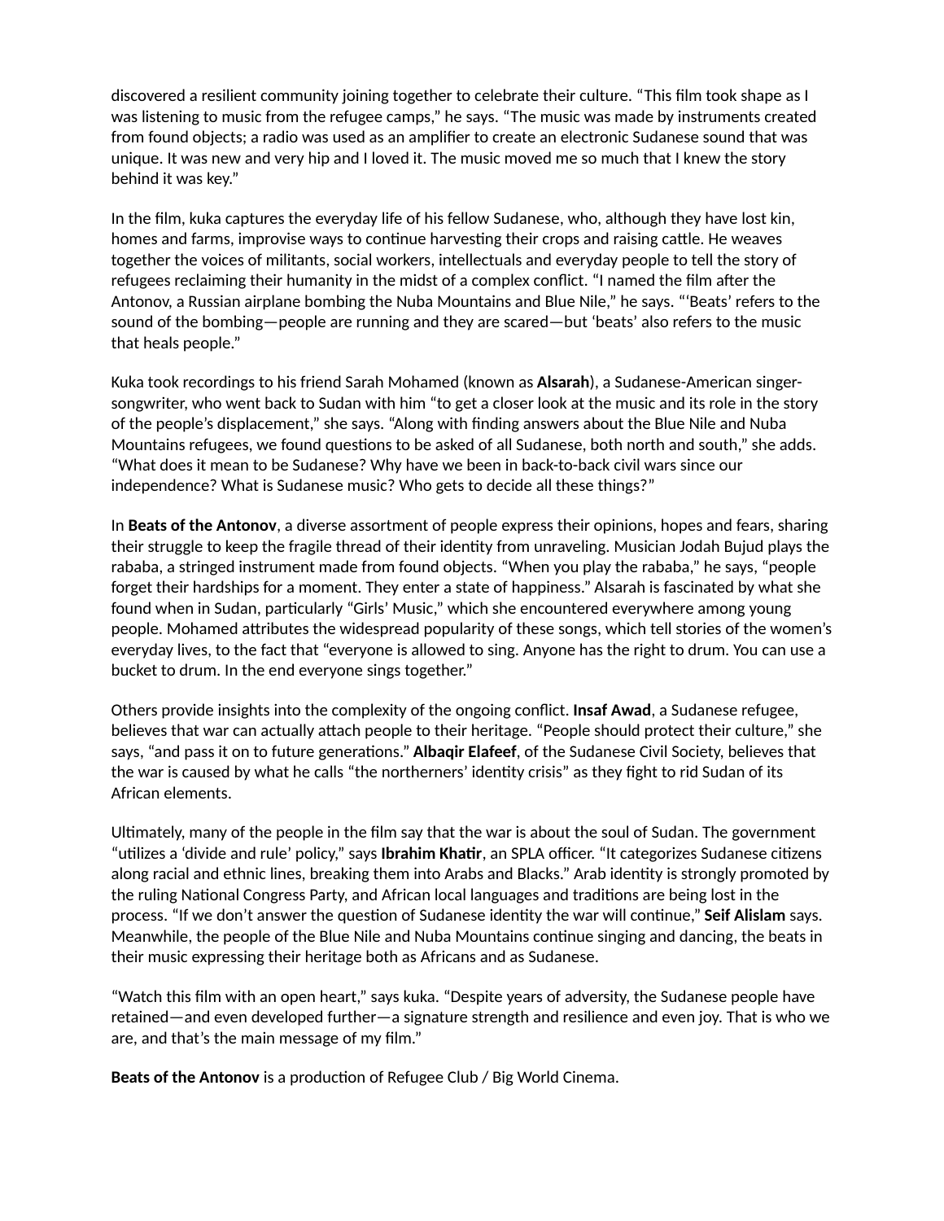discovered a resilient community joining together to celebrate their culture. “This film took shape as I was listening to music from the refugee camps,” he says. “The music was made by instruments created from found objects; a radio was used as an amplifier to create an electronic Sudanese sound that was unique. It was new and very hip and I loved it. The music moved me so much that I knew the story behind it was key.”

In the film, kuka captures the everyday life of his fellow Sudanese, who, although they have lost kin, homes and farms, improvise ways to continue harvesting their crops and raising cattle. He weaves together the voices of militants, social workers, intellectuals and everyday people to tell the story of refugees reclaiming their humanity in the midst of a complex conflict. “I named the film after the Antonov, a Russian airplane bombing the Nuba Mountains and Blue Nile,” he says. “‘Beats’ refers to the sound of the bombing—people are running and they are scared—but ‘beats’ also refers to the music that heals people.”

Kuka took recordings to his friend Sarah Mohamed (known as **Alsarah**), a Sudanese-American singer-songwriter, who went back to Sudan with him “to get a closer look at the music and its role in the story of the people’s displacement,” she says. “Along with finding answers about the Blue Nile and Nuba Mountains refugees, we found questions to be asked of all Sudanese, both north and south,” she adds. “What does it mean to be Sudanese? Why have we been in back-to-back civil wars since our independence? What is Sudanese music? Who gets to decide all these things?”

In **Beats of the Antonov**, a diverse assortment of people express their opinions, hopes and fears, sharing their struggle to keep the fragile thread of their identity from unraveling. Musician Jodah Bujud plays the rababa, a stringed instrument made from found objects. “When you play the rababa,” he says, “people forget their hardships for a moment. They enter a state of happiness.” Alsarah is fascinated by what she found when in Sudan, particularly “Girls’ Music,” which she encountered everywhere among young people. Mohamed attributes the widespread popularity of these songs, which tell stories of the women’s everyday lives, to the fact that “everyone is allowed to sing. Anyone has the right to drum. You can use a bucket to drum. In the end everyone sings together.”

Others provide insights into the complexity of the ongoing conflict. **Insaf Awad**, a Sudanese refugee, believes that war can actually attach people to their heritage. “People should protect their culture,” she says, “and pass it on to future generations.” **Albaqir Elafeef**, of the Sudanese Civil Society, believes that the war is caused by what he calls “the northerners’ identity crisis” as they fight to rid Sudan of its African elements.

Ultimately, many of the people in the film say that the war is about the soul of Sudan. The government “utilizes a ‘divide and rule’ policy,” says **Ibrahim Khatir**, an SPLA officer. “It categorizes Sudanese citizens along racial and ethnic lines, breaking them into Arabs and Blacks.” Arab identity is strongly promoted by the ruling National Congress Party, and African local languages and traditions are being lost in the process. “If we don’t answer the question of Sudanese identity the war will continue,” **Seif Alislam** says. Meanwhile, the people of the Blue Nile and Nuba Mountains continue singing and dancing, the beats in their music expressing their heritage both as Africans and as Sudanese.

“Watch this film with an open heart,” says kuka. “Despite years of adversity, the Sudanese people have retained—and even developed further—a signature strength and resilience and even joy. That is who we are, and that’s the main message of my film.”

**Beats of the Antonov** is a production of Refugee Club / Big World Cinema.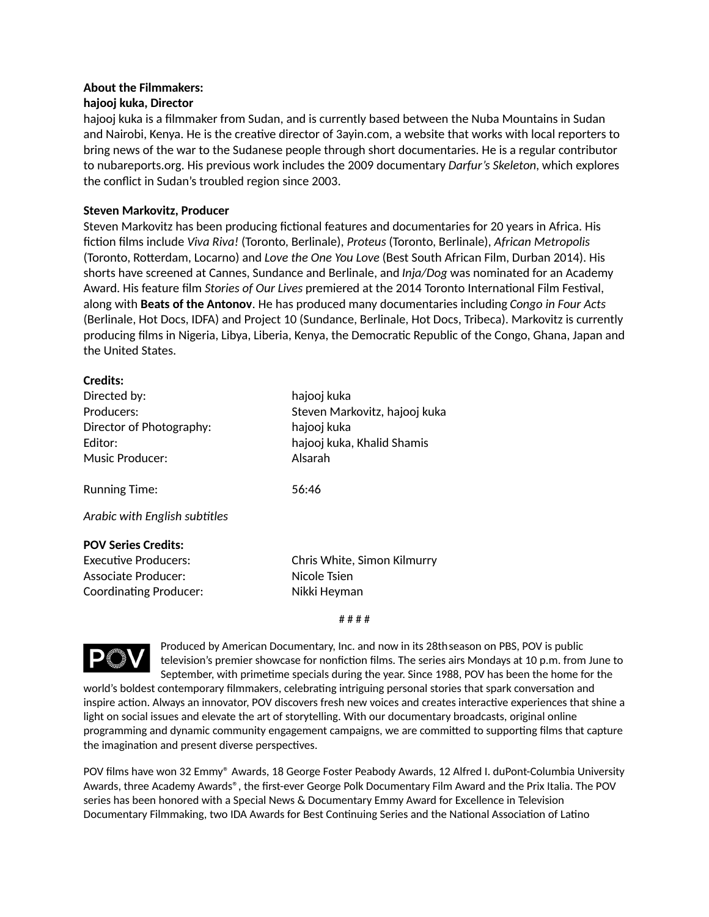**About the Filmmakers:**

**hajooj kuka, Director**

hajooj kuka is a filmmaker from Sudan, and is currently based between the Nuba Mountains in Sudan and Nairobi, Kenya. He is the creative director of 3ayin.com, a website that works with local reporters to bring news of the war to the Sudanese people through short documentaries. He is a regular contributor to nubareports.org. His previous work includes the 2009 documentary *Darfur's Skeleton*, which explores the conflict in Sudan's troubled region since 2003.

**Steven Markovitz, Producer**

Steven Markovitz has been producing fictional features and documentaries for 20 years in Africa. His fiction films include *Viva Riva!* (Toronto, Berlinale), *Proteus* (Toronto, Berlinale), *African Metropolis* (Toronto, Rotterdam, Locarno) and *Love the One You Love* (Best South African Film, Durban 2014). His shorts have screened at Cannes, Sundance and Berlinale, and *Inja/Dog* was nominated for an Academy Award. His feature film *Stories of Our Lives* premiered at the 2014 Toronto International Film Festival, along with **Beats of the Antonov**. He has produced many documentaries including *Congo in Four Acts* (Berlinale, Hot Docs, IDFA) and Project 10 (Sundance, Berlinale, Hot Docs, Tribeca). Markovitz is currently producing films in Nigeria, Libya, Liberia, Kenya, the Democratic Republic of the Congo, Ghana, Japan and the United States.

**Credits:**

| | |
|---|---|
| Directed by: | hajooj kuka |
| Producers: | Steven Markovitz, hajooj kuka |
| Director of Photography: | hajooj kuka |
| Editor: | hajooj kuka, Khalid Shamis |
| Music Producer: | Alsarah |
| Running Time: | 56:46 |

*Arabic with English subtitles*

**POV Series Credits:**

| | |
|---|---|
| Executive Producers: | Chris White, Simon Kilmurry |
| Associate Producer: | Nicole Tsien |
| Coordinating Producer: | Nikki Heyman |

# # # #

POV

Produced by American Documentary, Inc. and now in its 28th season on PBS, POV is public television's premier showcase for nonfiction films. The series airs Mondays at 10 p.m. from June to September, with primetime specials during the year. Since 1988, POV has been the home for the world's boldest contemporary filmmakers, celebrating intriguing personal stories that spark conversation and inspire action. Always an innovator, POV discovers fresh new voices and creates interactive experiences that shine a light on social issues and elevate the art of storytelling. With our documentary broadcasts, original online programming and dynamic community engagement campaigns, we are committed to supporting films that capture the imagination and present diverse perspectives.

POV films have won 32 Emmy® Awards, 18 George Foster Peabody Awards, 12 Alfred I. duPont-Columbia University Awards, three Academy Awards®, the first-ever George Polk Documentary Film Award and the Prix Italia. The POV series has been honored with a Special News & Documentary Emmy Award for Excellence in Television Documentary Filmmaking, two IDA Awards for Best Continuing Series and the National Association of Latino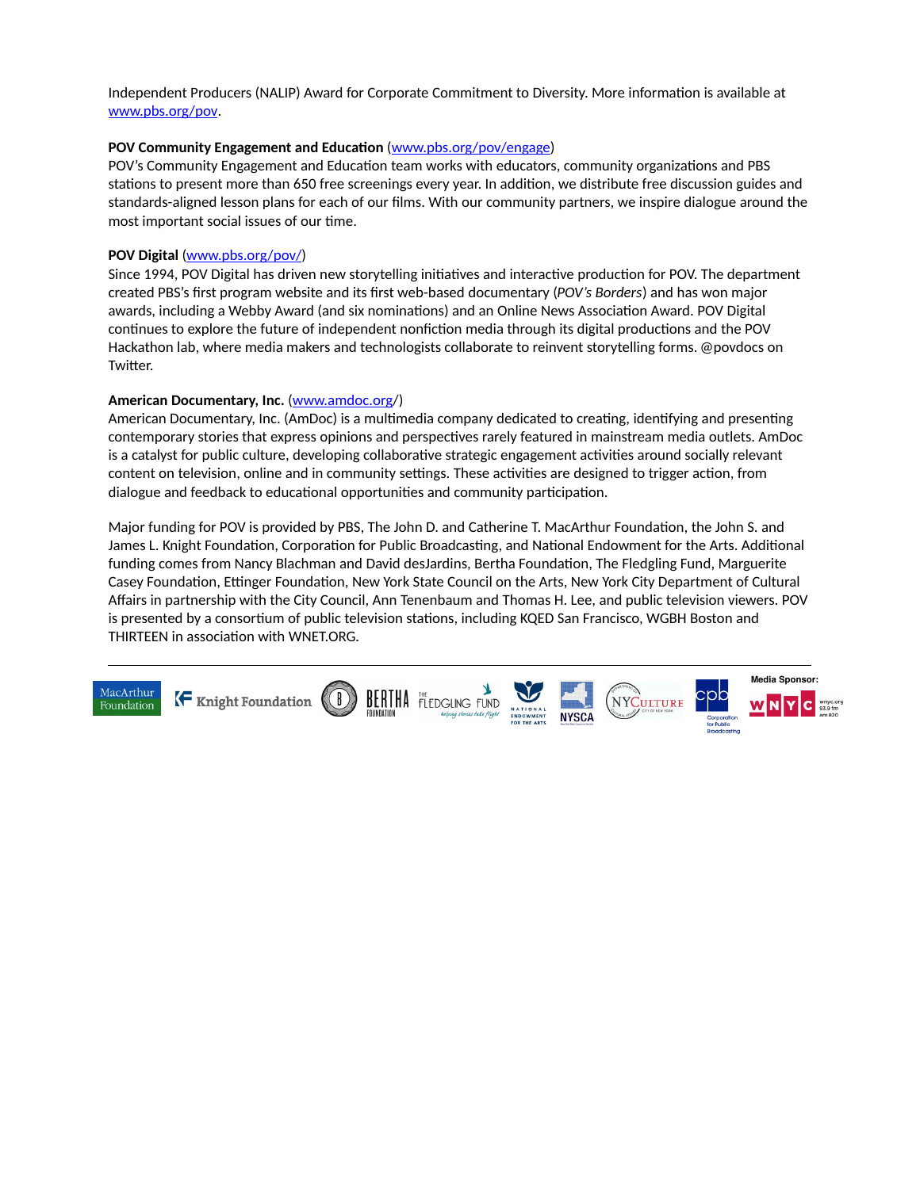Independent Producers (NALIP) Award for Corporate Commitment to Diversity. More information is available at www.pbs.org/pov.

**POV Community Engagement and Education** (www.pbs.org/pov/engage)
POV's Community Engagement and Education team works with educators, community organizations and PBS stations to present more than 650 free screenings every year. In addition, we distribute free discussion guides and standards-aligned lesson plans for each of our films. With our community partners, we inspire dialogue around the most important social issues of our time.

**POV Digital** (www.pbs.org/pov/)
Since 1994, POV Digital has driven new storytelling initiatives and interactive production for POV. The department created PBS's first program website and its first web-based documentary (*POV's Borders*) and has won major awards, including a Webby Award (and six nominations) and an Online News Association Award. POV Digital continues to explore the future of independent nonfiction media through its digital productions and the POV Hackathon lab, where media makers and technologists collaborate to reinvent storytelling forms. @povdocs on Twitter.

**American Documentary, Inc.** (www.amdoc.org/)
American Documentary, Inc. (AmDoc) is a multimedia company dedicated to creating, identifying and presenting contemporary stories that express opinions and perspectives rarely featured in mainstream media outlets. AmDoc is a catalyst for public culture, developing collaborative strategic engagement activities around socially relevant content on television, online and in community settings. These activities are designed to trigger action, from dialogue and feedback to educational opportunities and community participation.

Major funding for POV is provided by PBS, The John D. and Catherine T. MacArthur Foundation, the John S. and James L. Knight Foundation, Corporation for Public Broadcasting, and National Endowment for the Arts. Additional funding comes from Nancy Blachman and David desJardins, Bertha Foundation, The Fledgling Fund, Marguerite Casey Foundation, Ettinger Foundation, New York State Council on the Arts, New York City Department of Cultural Affairs in partnership with the City Council, Ann Tenenbaum and Thomas H. Lee, and public television viewers. POV is presented by a consortium of public television stations, including KQED San Francisco, WGBH Boston and THIRTEEN in association with WNET.ORG.

---

MacArthur Foundation | Knight Foundation | Bertha Foundation | The Fledgling Fund | National Endowment for the Arts | NYSCA | NYCulture | cpb Corporation for Public Broadcasting

Media Sponsor: WNYC wnyc.org 93.9 fm am 820